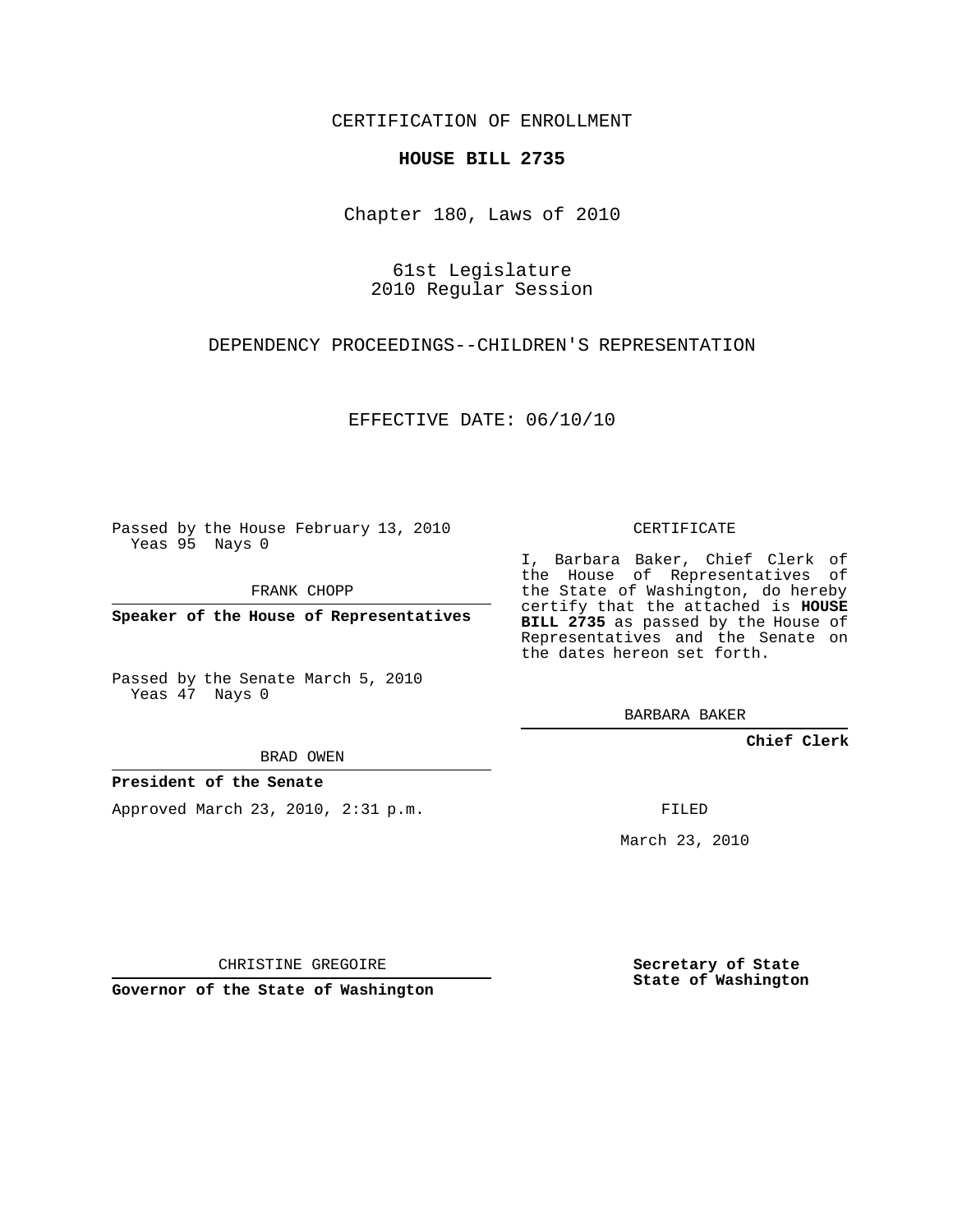CERTIFICATION OF ENROLLMENT

**HOUSE BILL 2735**

Chapter 180, Laws of 2010

61st Legislature
2010 Regular Session

DEPENDENCY PROCEEDINGS--CHILDREN'S REPRESENTATION

EFFECTIVE DATE: 06/10/10

Passed by the House February 13, 2010
Yeas 95 Nays 0

FRANK CHOPP

**Speaker of the House of Representatives**

Passed by the Senate March 5, 2010
Yeas 47 Nays 0

BRAD OWEN

**President of the Senate**

Approved March 23, 2010, 2:31 p.m.

CHRISTINE GREGOIRE

**Governor of the State of Washington**

CERTIFICATE

I, Barbara Baker, Chief Clerk of the House of Representatives of the State of Washington, do hereby certify that the attached is **HOUSE BILL 2735** as passed by the House of Representatives and the Senate on the dates hereon set forth.

BARBARA BAKER

**Chief Clerk**

FILED

March 23, 2010

**Secretary of State**
**State of Washington**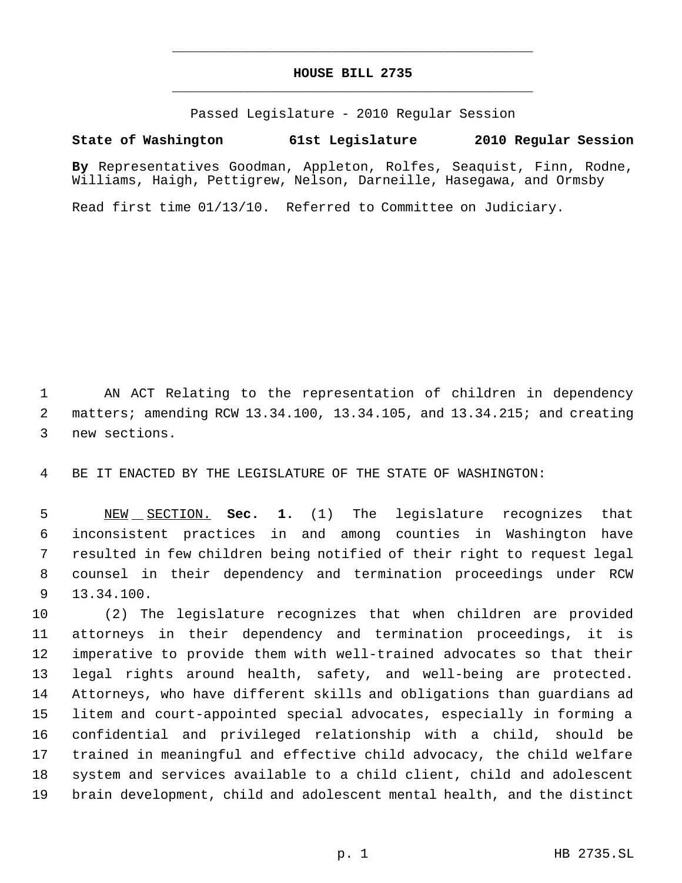# HOUSE BILL 2735

Passed Legislature - 2010 Regular Session

**State of Washington 61st Legislature 2010 Regular Session**

**By** Representatives Goodman, Appleton, Rolfes, Seaquist, Finn, Rodne, Williams, Haigh, Pettigrew, Nelson, Darneille, Hasegawa, and Ormsby

Read first time 01/13/10. Referred to Committee on Judiciary.

AN ACT Relating to the representation of children in dependency matters; amending RCW 13.34.100, 13.34.105, and 13.34.215; and creating new sections.

BE IT ENACTED BY THE LEGISLATURE OF THE STATE OF WASHINGTON:

NEW SECTION. **Sec. 1.** (1) The legislature recognizes that inconsistent practices in and among counties in Washington have resulted in few children being notified of their right to request legal counsel in their dependency and termination proceedings under RCW 13.34.100.

(2) The legislature recognizes that when children are provided attorneys in their dependency and termination proceedings, it is imperative to provide them with well-trained advocates so that their legal rights around health, safety, and well-being are protected. Attorneys, who have different skills and obligations than guardians ad litem and court-appointed special advocates, especially in forming a confidential and privileged relationship with a child, should be trained in meaningful and effective child advocacy, the child welfare system and services available to a child client, child and adolescent brain development, child and adolescent mental health, and the distinct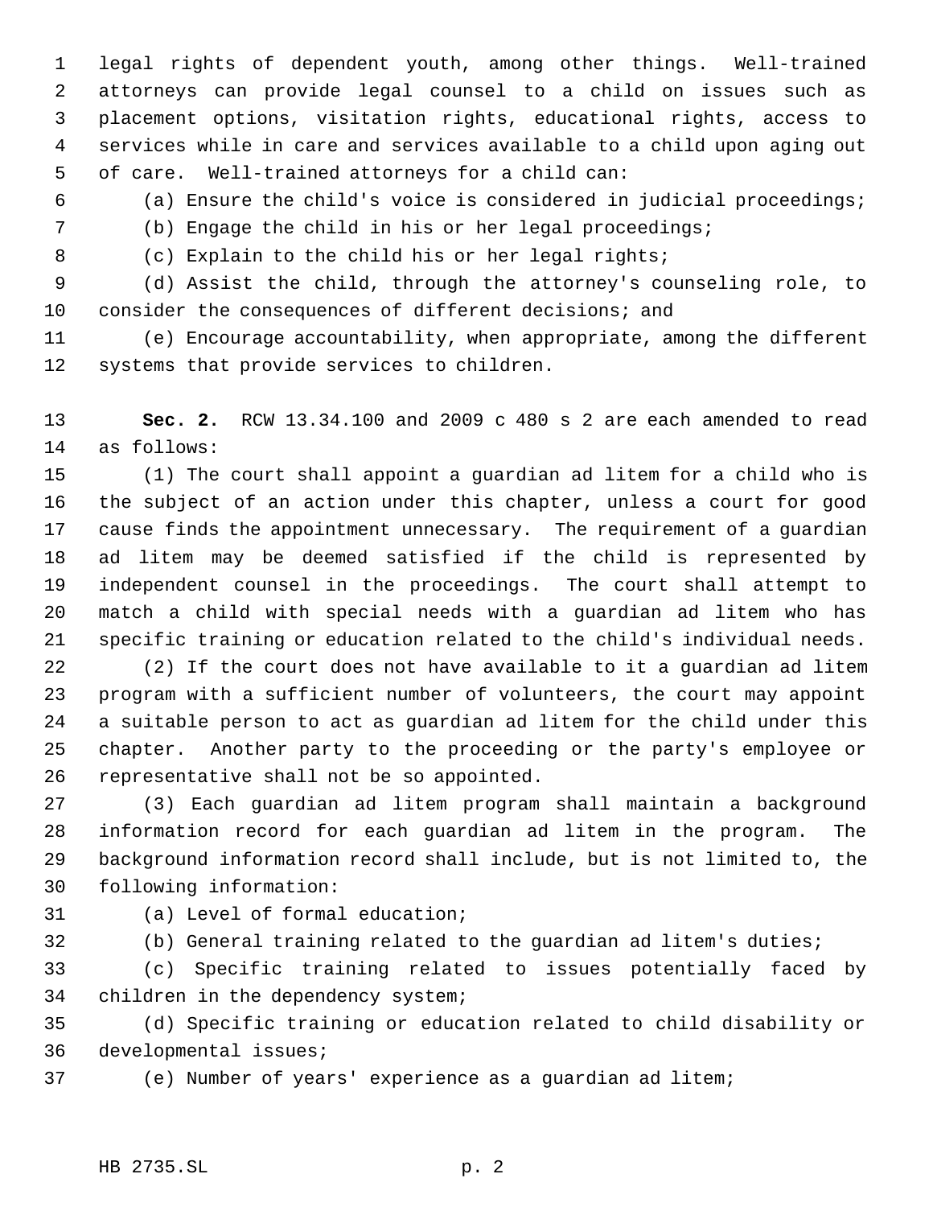legal rights of dependent youth, among other things. Well-trained attorneys can provide legal counsel to a child on issues such as placement options, visitation rights, educational rights, access to services while in care and services available to a child upon aging out of care. Well-trained attorneys for a child can:

(a) Ensure the child's voice is considered in judicial proceedings;

(b) Engage the child in his or her legal proceedings;

(c) Explain to the child his or her legal rights;

(d) Assist the child, through the attorney's counseling role, to consider the consequences of different decisions; and

(e) Encourage accountability, when appropriate, among the different systems that provide services to children.

**Sec. 2.** RCW 13.34.100 and 2009 c 480 s 2 are each amended to read as follows:

(1) The court shall appoint a guardian ad litem for a child who is the subject of an action under this chapter, unless a court for good cause finds the appointment unnecessary. The requirement of a guardian ad litem may be deemed satisfied if the child is represented by independent counsel in the proceedings. The court shall attempt to match a child with special needs with a guardian ad litem who has specific training or education related to the child's individual needs.

(2) If the court does not have available to it a guardian ad litem program with a sufficient number of volunteers, the court may appoint a suitable person to act as guardian ad litem for the child under this chapter. Another party to the proceeding or the party's employee or representative shall not be so appointed.

(3) Each guardian ad litem program shall maintain a background information record for each guardian ad litem in the program. The background information record shall include, but is not limited to, the following information:

(a) Level of formal education;

(b) General training related to the guardian ad litem's duties;

(c) Specific training related to issues potentially faced by children in the dependency system;

(d) Specific training or education related to child disability or developmental issues;

(e) Number of years' experience as a guardian ad litem;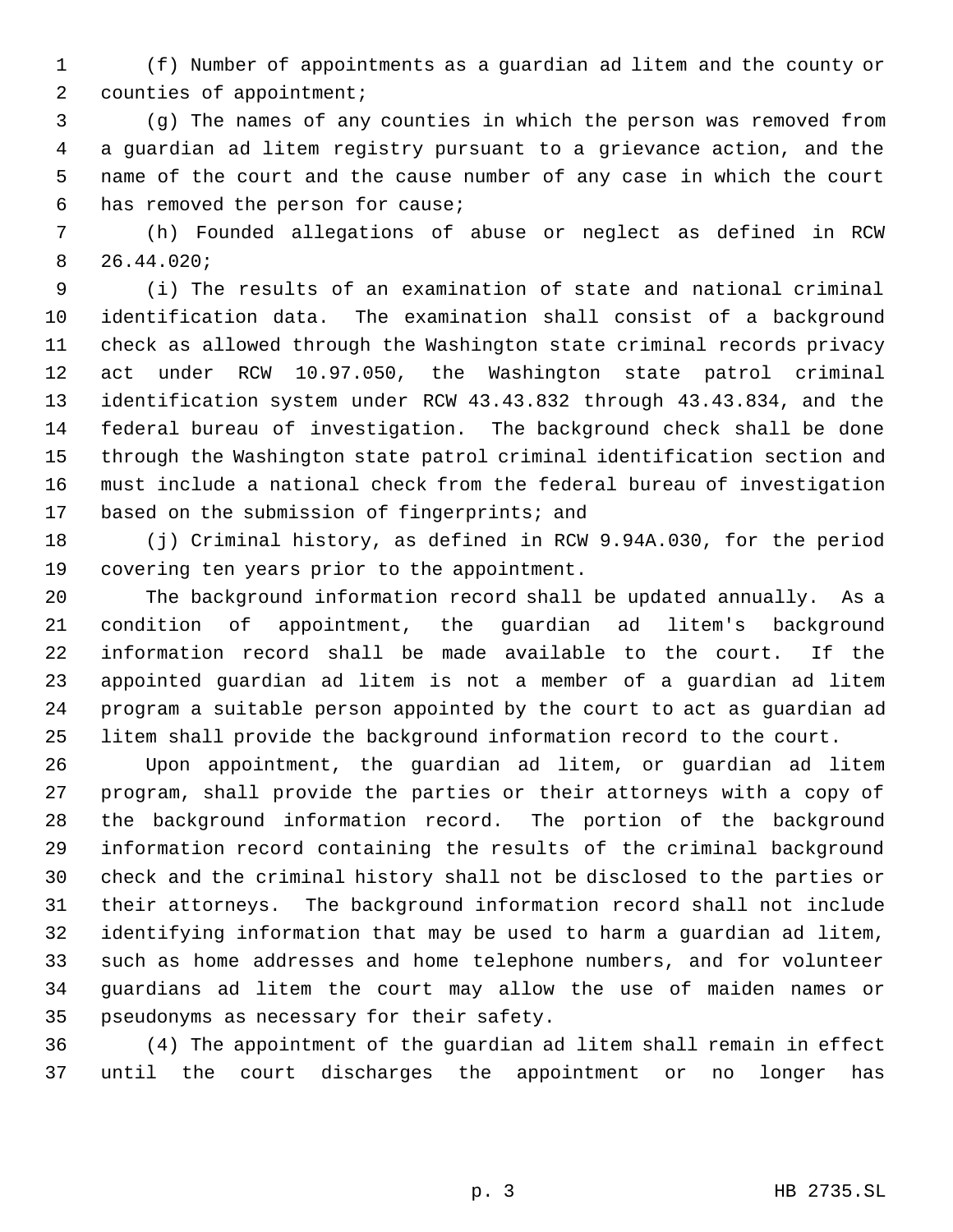(f) Number of appointments as a guardian ad litem and the county or counties of appointment;

(g) The names of any counties in which the person was removed from a guardian ad litem registry pursuant to a grievance action, and the name of the court and the cause number of any case in which the court has removed the person for cause;

(h) Founded allegations of abuse or neglect as defined in RCW 26.44.020;

(i) The results of an examination of state and national criminal identification data. The examination shall consist of a background check as allowed through the Washington state criminal records privacy act under RCW 10.97.050, the Washington state patrol criminal identification system under RCW 43.43.832 through 43.43.834, and the federal bureau of investigation. The background check shall be done through the Washington state patrol criminal identification section and must include a national check from the federal bureau of investigation based on the submission of fingerprints; and

(j) Criminal history, as defined in RCW 9.94A.030, for the period covering ten years prior to the appointment.

The background information record shall be updated annually. As a condition of appointment, the guardian ad litem's background information record shall be made available to the court. If the appointed guardian ad litem is not a member of a guardian ad litem program a suitable person appointed by the court to act as guardian ad litem shall provide the background information record to the court.

Upon appointment, the guardian ad litem, or guardian ad litem program, shall provide the parties or their attorneys with a copy of the background information record. The portion of the background information record containing the results of the criminal background check and the criminal history shall not be disclosed to the parties or their attorneys. The background information record shall not include identifying information that may be used to harm a guardian ad litem, such as home addresses and home telephone numbers, and for volunteer guardians ad litem the court may allow the use of maiden names or pseudonyms as necessary for their safety.

(4) The appointment of the guardian ad litem shall remain in effect until the court discharges the appointment or no longer has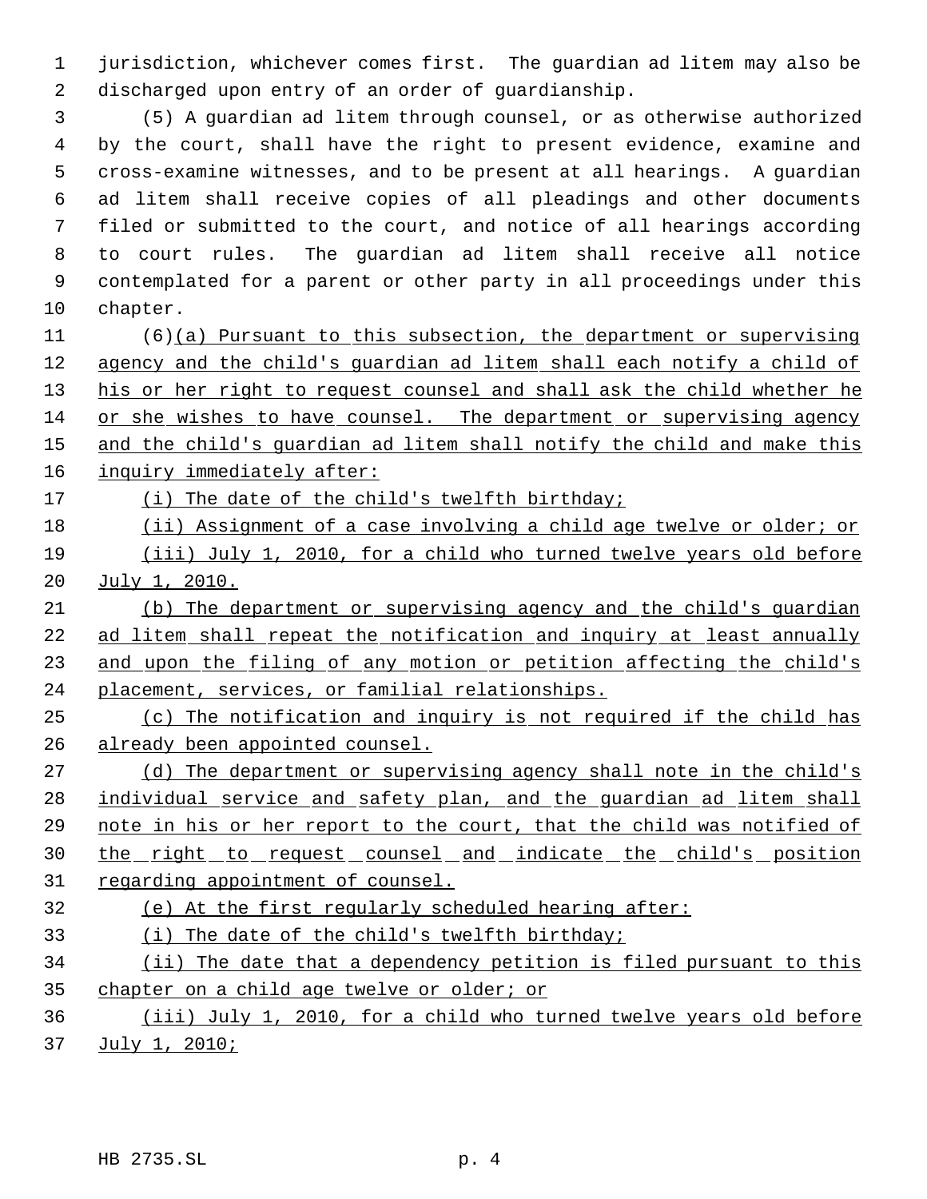jurisdiction, whichever comes first. The guardian ad litem may also be discharged upon entry of an order of guardianship.

(5) A guardian ad litem through counsel, or as otherwise authorized by the court, shall have the right to present evidence, examine and cross-examine witnesses, and to be present at all hearings. A guardian ad litem shall receive copies of all pleadings and other documents filed or submitted to the court, and notice of all hearings according to court rules. The guardian ad litem shall receive all notice contemplated for a parent or other party in all proceedings under this chapter.

(6)(a) Pursuant to this subsection, the department or supervising agency and the child's guardian ad litem shall each notify a child of his or her right to request counsel and shall ask the child whether he or she wishes to have counsel. The department or supervising agency and the child's guardian ad litem shall notify the child and make this inquiry immediately after:

(i) The date of the child's twelfth birthday;

(ii) Assignment of a case involving a child age twelve or older; or

(iii) July 1, 2010, for a child who turned twelve years old before July 1, 2010.

(b) The department or supervising agency and the child's guardian ad litem shall repeat the notification and inquiry at least annually and upon the filing of any motion or petition affecting the child's placement, services, or familial relationships.

(c) The notification and inquiry is not required if the child has already been appointed counsel.

(d) The department or supervising agency shall note in the child's individual service and safety plan, and the guardian ad litem shall note in his or her report to the court, that the child was notified of the right to request counsel and indicate the child's position regarding appointment of counsel.

(e) At the first regularly scheduled hearing after:

(i) The date of the child's twelfth birthday;

(ii) The date that a dependency petition is filed pursuant to this chapter on a child age twelve or older; or

(iii) July 1, 2010, for a child who turned twelve years old before July 1, 2010;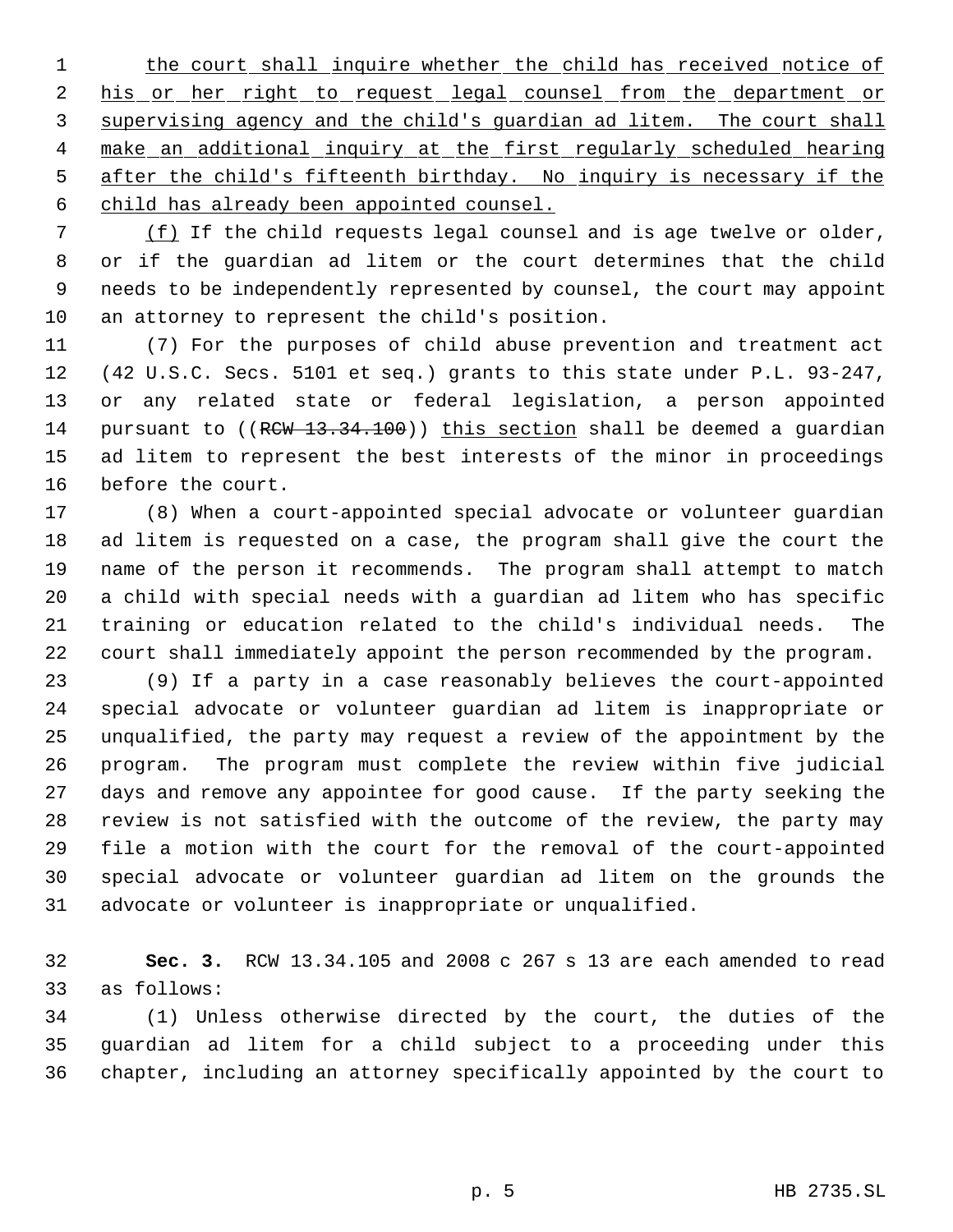the court shall inquire whether the child has received notice of his or her right to request legal counsel from the department or supervising agency and the child's guardian ad litem. The court shall make an additional inquiry at the first regularly scheduled hearing after the child's fifteenth birthday. No inquiry is necessary if the child has already been appointed counsel.

(f) If the child requests legal counsel and is age twelve or older, or if the guardian ad litem or the court determines that the child needs to be independently represented by counsel, the court may appoint an attorney to represent the child's position.

(7) For the purposes of child abuse prevention and treatment act (42 U.S.C. Secs. 5101 et seq.) grants to this state under P.L. 93-247, or any related state or federal legislation, a person appointed pursuant to ((~~RCW 13.34.100~~)) this section shall be deemed a guardian ad litem to represent the best interests of the minor in proceedings before the court.

(8) When a court-appointed special advocate or volunteer guardian ad litem is requested on a case, the program shall give the court the name of the person it recommends. The program shall attempt to match a child with special needs with a guardian ad litem who has specific training or education related to the child's individual needs. The court shall immediately appoint the person recommended by the program.

(9) If a party in a case reasonably believes the court-appointed special advocate or volunteer guardian ad litem is inappropriate or unqualified, the party may request a review of the appointment by the program. The program must complete the review within five judicial days and remove any appointee for good cause. If the party seeking the review is not satisfied with the outcome of the review, the party may file a motion with the court for the removal of the court-appointed special advocate or volunteer guardian ad litem on the grounds the advocate or volunteer is inappropriate or unqualified.

**Sec. 3.** RCW 13.34.105 and 2008 c 267 s 13 are each amended to read as follows:

(1) Unless otherwise directed by the court, the duties of the guardian ad litem for a child subject to a proceeding under this chapter, including an attorney specifically appointed by the court to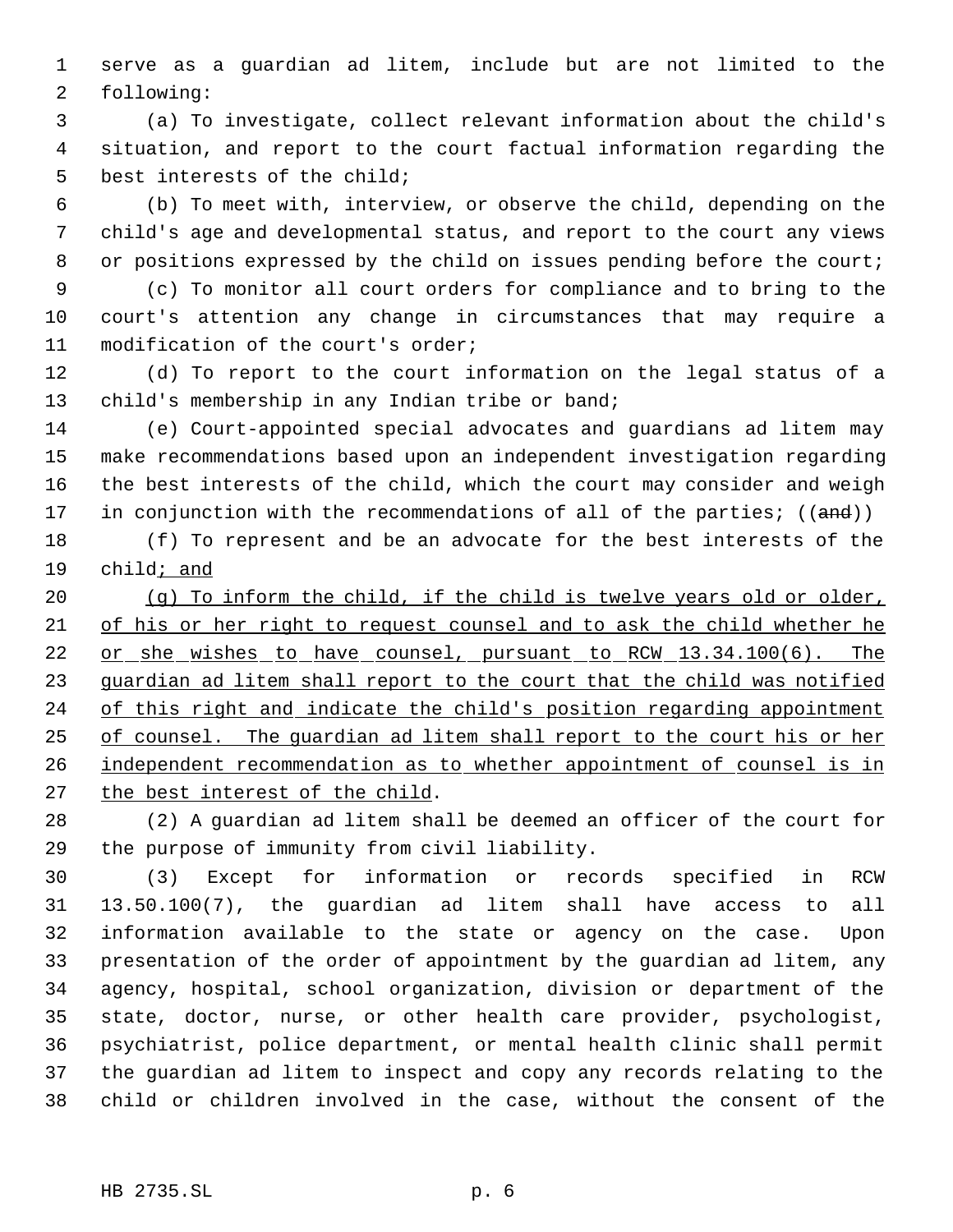serve as a guardian ad litem, include but are not limited to the following:

(a) To investigate, collect relevant information about the child's situation, and report to the court factual information regarding the best interests of the child;

(b) To meet with, interview, or observe the child, depending on the child's age and developmental status, and report to the court any views or positions expressed by the child on issues pending before the court;

(c) To monitor all court orders for compliance and to bring to the court's attention any change in circumstances that may require a modification of the court's order;

(d) To report to the court information on the legal status of a child's membership in any Indian tribe or band;

(e) Court-appointed special advocates and guardians ad litem may make recommendations based upon an independent investigation regarding the best interests of the child, which the court may consider and weigh in conjunction with the recommendations of all of the parties; ((~~and~~))

(f) To represent and be an advocate for the best interests of the child<u>; and</u>

<u>(g) To inform the child, if the child is twelve years old or older, of his or her right to request counsel and to ask the child whether he or she wishes to have counsel, pursuant to RCW 13.34.100(6). The guardian ad litem shall report to the court that the child was notified of this right and indicate the child's position regarding appointment of counsel. The guardian ad litem shall report to the court his or her independent recommendation as to whether appointment of counsel is in the best interest of the child</u>.

(2) A guardian ad litem shall be deemed an officer of the court for the purpose of immunity from civil liability.

(3) Except for information or records specified in RCW 13.50.100(7), the guardian ad litem shall have access to all information available to the state or agency on the case. Upon presentation of the order of appointment by the guardian ad litem, any agency, hospital, school organization, division or department of the state, doctor, nurse, or other health care provider, psychologist, psychiatrist, police department, or mental health clinic shall permit the guardian ad litem to inspect and copy any records relating to the child or children involved in the case, without the consent of the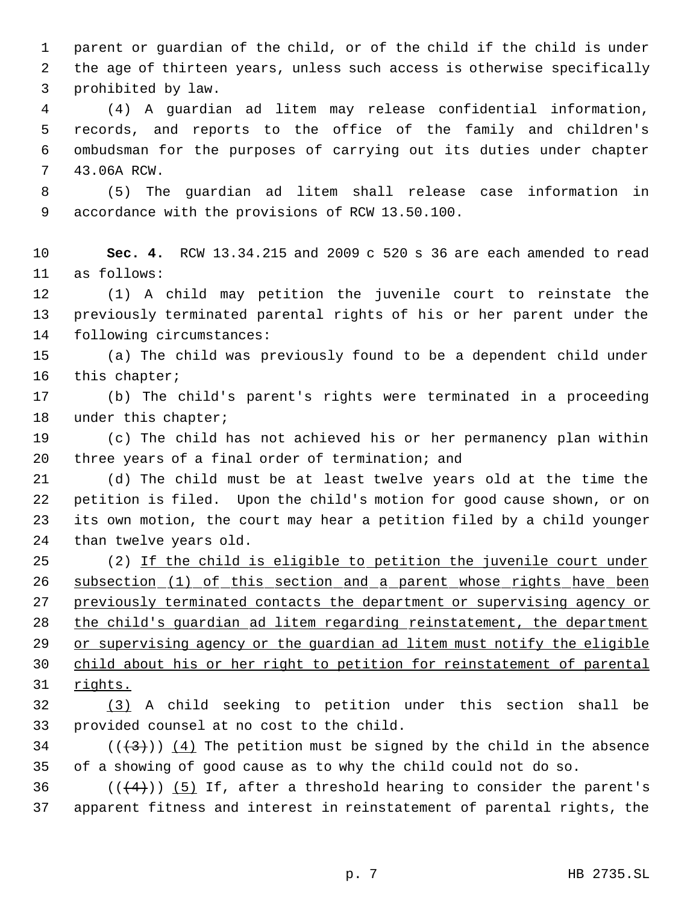parent or guardian of the child, or of the child if the child is under the age of thirteen years, unless such access is otherwise specifically prohibited by law.

(4) A guardian ad litem may release confidential information, records, and reports to the office of the family and children's ombudsman for the purposes of carrying out its duties under chapter 43.06A RCW.

(5) The guardian ad litem shall release case information in accordance with the provisions of RCW 13.50.100.

**Sec. 4.** RCW 13.34.215 and 2009 c 520 s 36 are each amended to read as follows:

(1) A child may petition the juvenile court to reinstate the previously terminated parental rights of his or her parent under the following circumstances:

(a) The child was previously found to be a dependent child under this chapter;

(b) The child's parent's rights were terminated in a proceeding under this chapter;

(c) The child has not achieved his or her permanency plan within three years of a final order of termination; and

(d) The child must be at least twelve years old at the time the petition is filed. Upon the child's motion for good cause shown, or on its own motion, the court may hear a petition filed by a child younger than twelve years old.

(2) If the child is eligible to petition the juvenile court under subsection (1) of this section and a parent whose rights have been previously terminated contacts the department or supervising agency or the child's guardian ad litem regarding reinstatement, the department or supervising agency or the guardian ad litem must notify the eligible child about his or her right to petition for reinstatement of parental rights.

(3) A child seeking to petition under this section shall be provided counsel at no cost to the child.

(((3))) (4) The petition must be signed by the child in the absence of a showing of good cause as to why the child could not do so.

(((4))) (5) If, after a threshold hearing to consider the parent's apparent fitness and interest in reinstatement of parental rights, the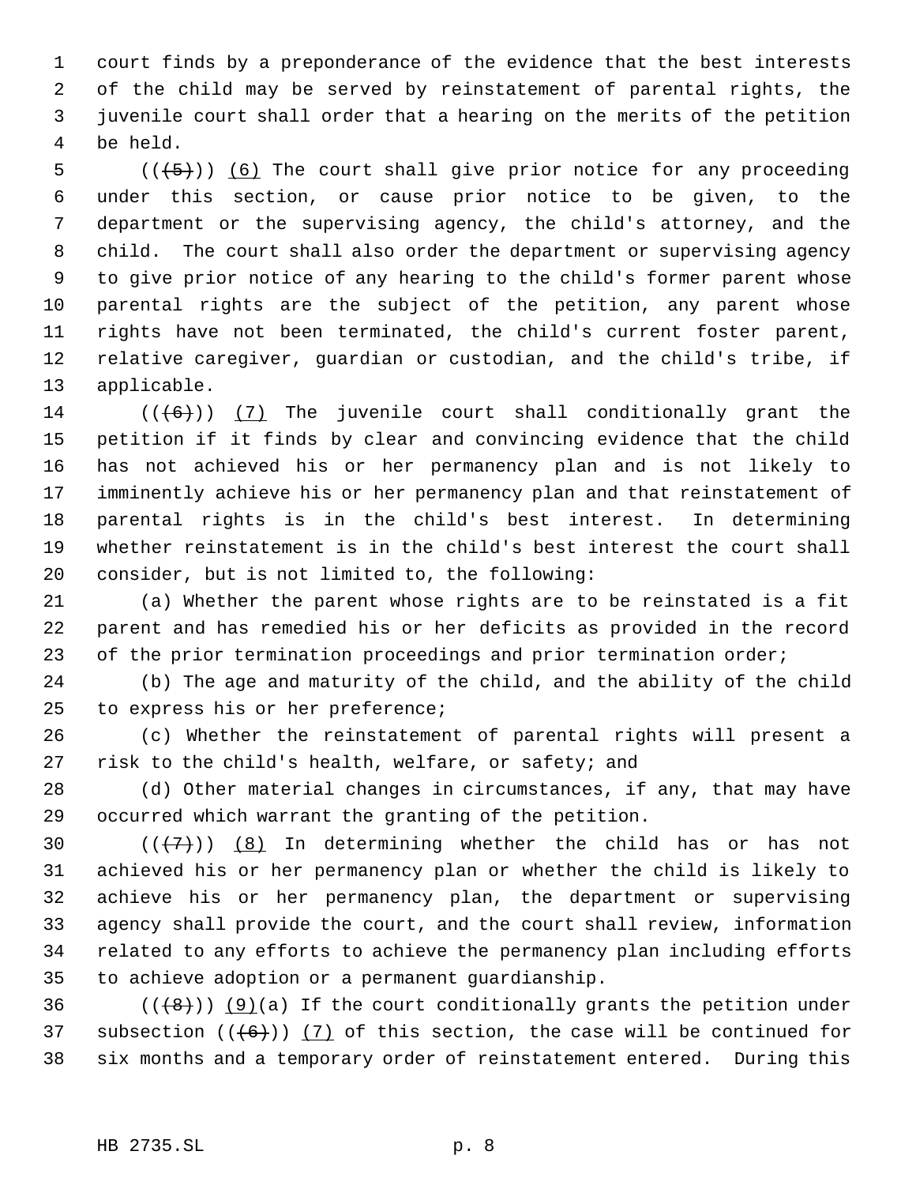court finds by a preponderance of the evidence that the best interests of the child may be served by reinstatement of parental rights, the juvenile court shall order that a hearing on the merits of the petition be held.

(((5))) (6) The court shall give prior notice for any proceeding under this section, or cause prior notice to be given, to the department or the supervising agency, the child's attorney, and the child. The court shall also order the department or supervising agency to give prior notice of any hearing to the child's former parent whose parental rights are the subject of the petition, any parent whose rights have not been terminated, the child's current foster parent, relative caregiver, guardian or custodian, and the child's tribe, if applicable.

(((6))) (7) The juvenile court shall conditionally grant the petition if it finds by clear and convincing evidence that the child has not achieved his or her permanency plan and is not likely to imminently achieve his or her permanency plan and that reinstatement of parental rights is in the child's best interest. In determining whether reinstatement is in the child's best interest the court shall consider, but is not limited to, the following:

(a) Whether the parent whose rights are to be reinstated is a fit parent and has remedied his or her deficits as provided in the record of the prior termination proceedings and prior termination order;

(b) The age and maturity of the child, and the ability of the child to express his or her preference;

(c) Whether the reinstatement of parental rights will present a risk to the child's health, welfare, or safety; and

(d) Other material changes in circumstances, if any, that may have occurred which warrant the granting of the petition.

(((7))) (8) In determining whether the child has or has not achieved his or her permanency plan or whether the child is likely to achieve his or her permanency plan, the department or supervising agency shall provide the court, and the court shall review, information related to any efforts to achieve the permanency plan including efforts to achieve adoption or a permanent guardianship.

(((8))) (9)(a) If the court conditionally grants the petition under subsection (((6))) (7) of this section, the case will be continued for six months and a temporary order of reinstatement entered. During this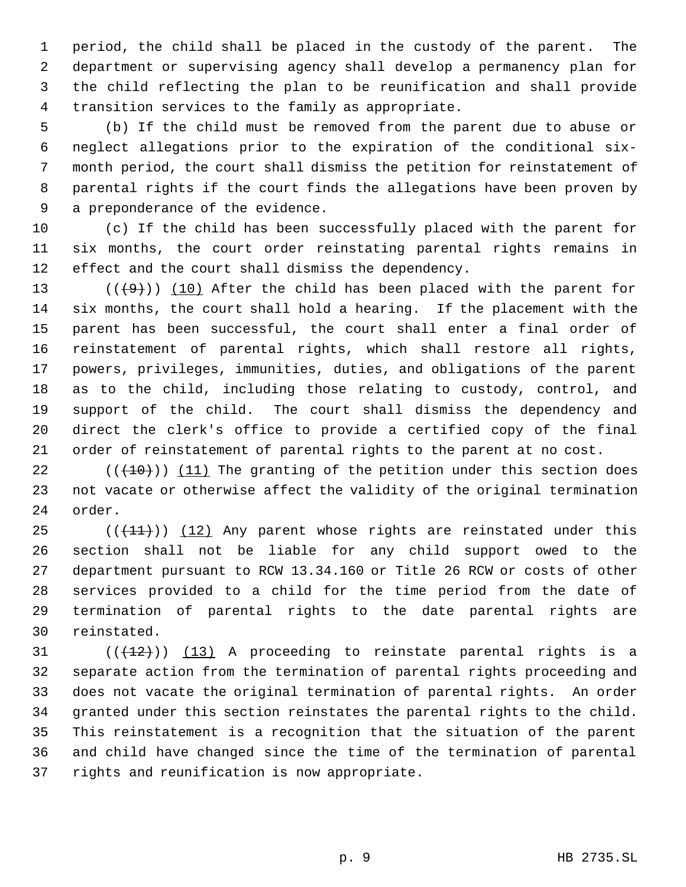period, the child shall be placed in the custody of the parent. The department or supervising agency shall develop a permanency plan for the child reflecting the plan to be reunification and shall provide transition services to the family as appropriate.

(b) If the child must be removed from the parent due to abuse or neglect allegations prior to the expiration of the conditional six-month period, the court shall dismiss the petition for reinstatement of parental rights if the court finds the allegations have been proven by a preponderance of the evidence.

(c) If the child has been successfully placed with the parent for six months, the court order reinstating parental rights remains in effect and the court shall dismiss the dependency.

(((~~9~~))) <u>(10)</u> After the child has been placed with the parent for six months, the court shall hold a hearing. If the placement with the parent has been successful, the court shall enter a final order of reinstatement of parental rights, which shall restore all rights, powers, privileges, immunities, duties, and obligations of the parent as to the child, including those relating to custody, control, and support of the child. The court shall dismiss the dependency and direct the clerk's office to provide a certified copy of the final order of reinstatement of parental rights to the parent at no cost.

(((~~10~~))) <u>(11)</u> The granting of the petition under this section does not vacate or otherwise affect the validity of the original termination order.

(((~~11~~))) <u>(12)</u> Any parent whose rights are reinstated under this section shall not be liable for any child support owed to the department pursuant to RCW 13.34.160 or Title 26 RCW or costs of other services provided to a child for the time period from the date of termination of parental rights to the date parental rights are reinstated.

(((~~12~~))) <u>(13)</u> A proceeding to reinstate parental rights is a separate action from the termination of parental rights proceeding and does not vacate the original termination of parental rights. An order granted under this section reinstates the parental rights to the child. This reinstatement is a recognition that the situation of the parent and child have changed since the time of the termination of parental rights and reunification is now appropriate.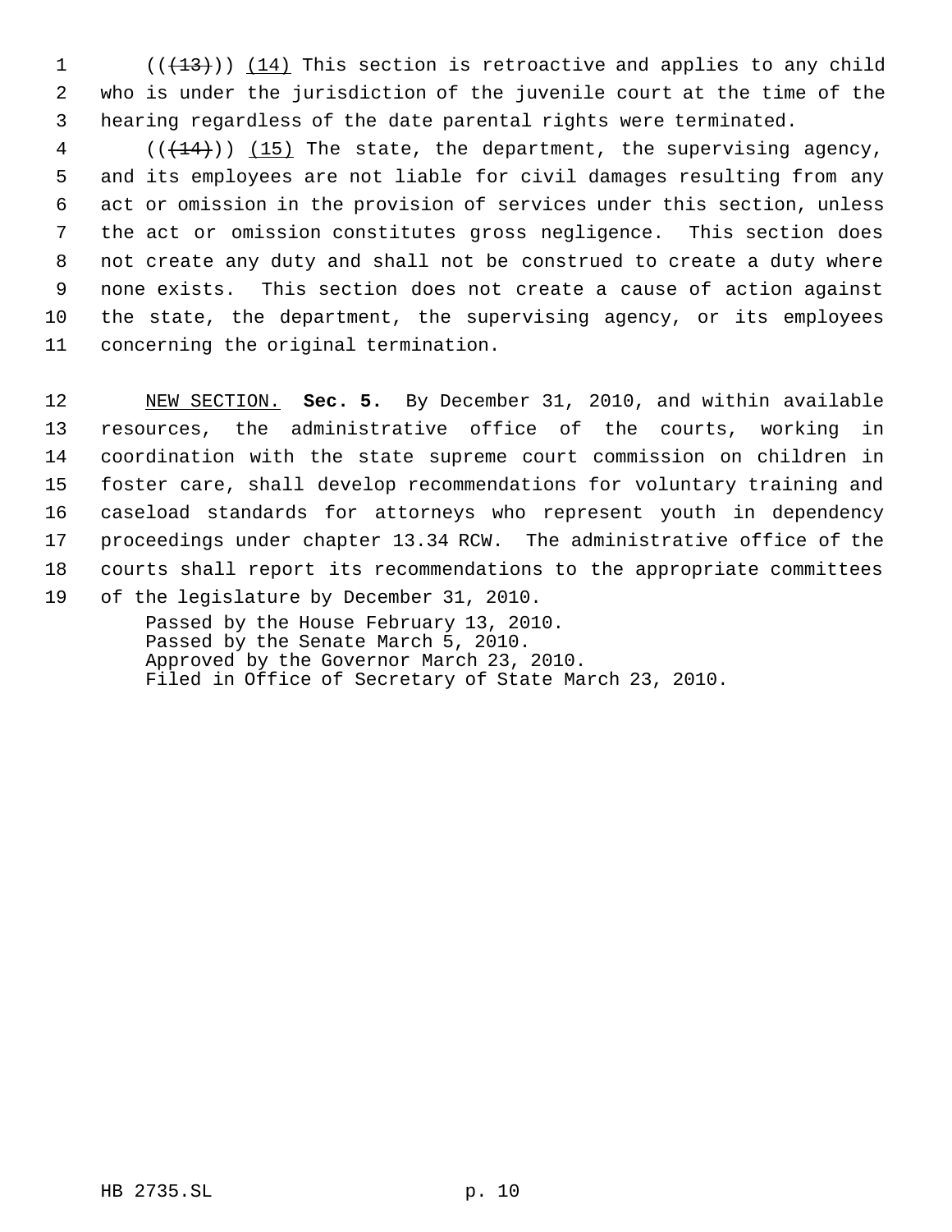((~~(13)~~)) (14) This section is retroactive and applies to any child who is under the jurisdiction of the juvenile court at the time of the hearing regardless of the date parental rights were terminated.

((~~(14)~~)) (15) The state, the department, the supervising agency, and its employees are not liable for civil damages resulting from any act or omission in the provision of services under this section, unless the act or omission constitutes gross negligence. This section does not create any duty and shall not be construed to create a duty where none exists. This section does not create a cause of action against the state, the department, the supervising agency, or its employees concerning the original termination.

NEW SECTION. **Sec. 5.** By December 31, 2010, and within available resources, the administrative office of the courts, working in coordination with the state supreme court commission on children in foster care, shall develop recommendations for voluntary training and caseload standards for attorneys who represent youth in dependency proceedings under chapter 13.34 RCW. The administrative office of the courts shall report its recommendations to the appropriate committees of the legislature by December 31, 2010.

Passed by the House February 13, 2010.
Passed by the Senate March 5, 2010.
Approved by the Governor March 23, 2010.
Filed in Office of Secretary of State March 23, 2010.